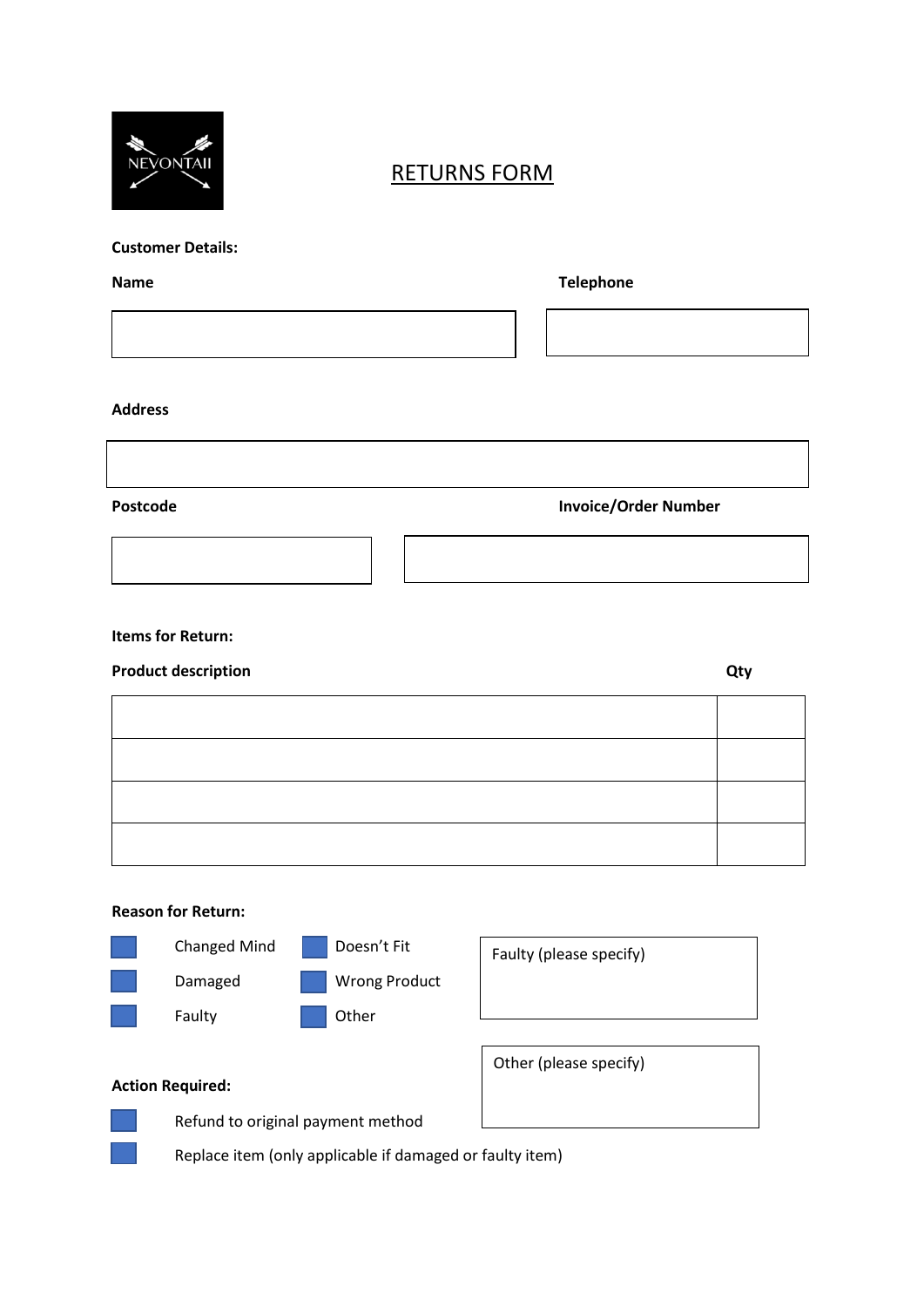NEVONTAII

# RETURNS FORM

**Customer Details:**

**Name**

**Telephone**

**Address**

**Postcode**

**Invoice/Order Number**

**Items for Return:**

| Product description | Qty |
| --- | --- |
| | |
| | |
| | |
| | |

**Reason for Return:**

- ☐ Changed Mind
- ☐ Doesn't Fit
- ☐ Damaged
- ☐ Wrong Product
- ☐ Faulty
- ☐ Other

Faulty (please specify)

Other (please specify)

**Action Required:**

- ☐ Refund to original payment method
- ☐ Replace item (only applicable if damaged or faulty item)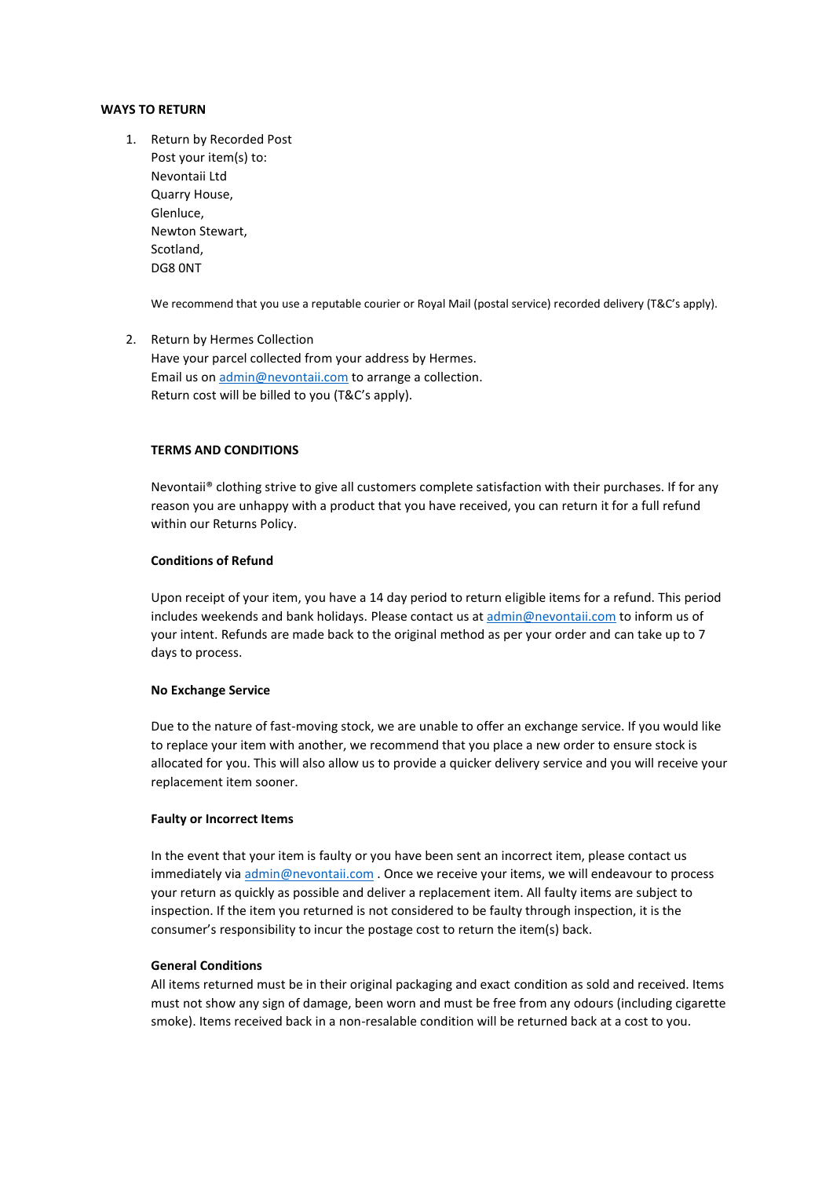**WAYS TO RETURN**

1. Return by Recorded Post
   Post your item(s) to:
   Nevontaii Ltd
   Quarry House,
   Glenluce,
   Newton Stewart,
   Scotland,
   DG8 0NT

   We recommend that you use a reputable courier or Royal Mail (postal service) recorded delivery (T&C's apply).

2. Return by Hermes Collection
   Have your parcel collected from your address by Hermes.
   Email us on admin@nevontaii.com to arrange a collection.
   Return cost will be billed to you (T&C's apply).

**TERMS AND CONDITIONS**

Nevontaii® clothing strive to give all customers complete satisfaction with their purchases. If for any reason you are unhappy with a product that you have received, you can return it for a full refund within our Returns Policy.

**Conditions of Refund**

Upon receipt of your item, you have a 14 day period to return eligible items for a refund. This period includes weekends and bank holidays. Please contact us at admin@nevontaii.com to inform us of your intent. Refunds are made back to the original method as per your order and can take up to 7 days to process.

**No Exchange Service**

Due to the nature of fast-moving stock, we are unable to offer an exchange service. If you would like to replace your item with another, we recommend that you place a new order to ensure stock is allocated for you. This will also allow us to provide a quicker delivery service and you will receive your replacement item sooner.

**Faulty or Incorrect Items**

In the event that your item is faulty or you have been sent an incorrect item, please contact us immediately via admin@nevontaii.com . Once we receive your items, we will endeavour to process your return as quickly as possible and deliver a replacement item. All faulty items are subject to inspection. If the item you returned is not considered to be faulty through inspection, it is the consumer's responsibility to incur the postage cost to return the item(s) back.

**General Conditions**

All items returned must be in their original packaging and exact condition as sold and received. Items must not show any sign of damage, been worn and must be free from any odours (including cigarette smoke). Items received back in a non-resalable condition will be returned back at a cost to you.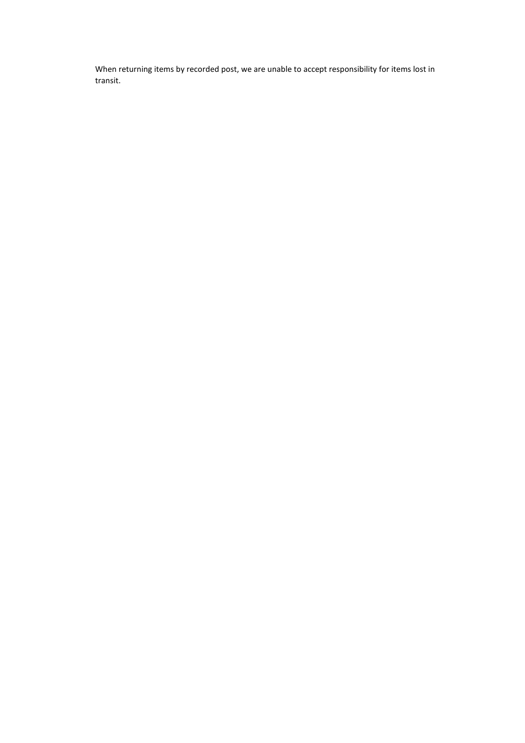When returning items by recorded post, we are unable to accept responsibility for items lost in transit.